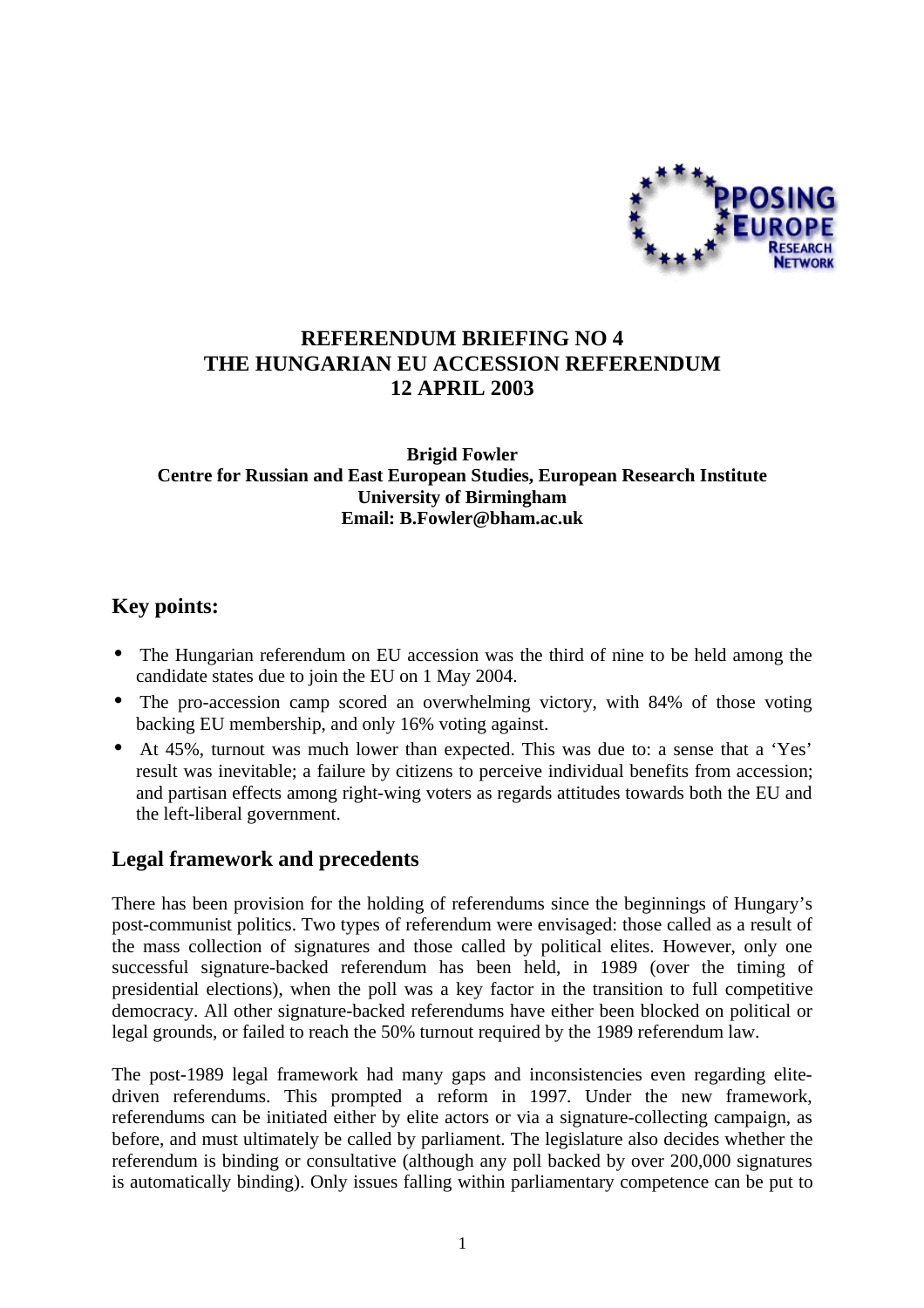# REFERENDUM BRIEFING NO 4
# THE HUNGARIAN EU ACCESSION REFERENDUM
# 12 APRIL 2003

**Brigid Fowler**
**Centre for Russian and East European Studies, European Research Institute**
**University of Birmingham**
**Email: B.Fowler@bham.ac.uk**

## Key points:

- The Hungarian referendum on EU accession was the third of nine to be held among the candidate states due to join the EU on 1 May 2004.
- The pro-accession camp scored an overwhelming victory, with 84% of those voting backing EU membership, and only 16% voting against.
- At 45%, turnout was much lower than expected. This was due to: a sense that a 'Yes' result was inevitable; a failure by citizens to perceive individual benefits from accession; and partisan effects among right-wing voters as regards attitudes towards both the EU and the left-liberal government.

## Legal framework and precedents

There has been provision for the holding of referendums since the beginnings of Hungary's post-communist politics. Two types of referendum were envisaged: those called as a result of the mass collection of signatures and those called by political elites. However, only one successful signature-backed referendum has been held, in 1989 (over the timing of presidential elections), when the poll was a key factor in the transition to full competitive democracy. All other signature-backed referendums have either been blocked on political or legal grounds, or failed to reach the 50% turnout required by the 1989 referendum law.

The post-1989 legal framework had many gaps and inconsistencies even regarding elite-driven referendums. This prompted a reform in 1997. Under the new framework, referendums can be initiated either by elite actors or via a signature-collecting campaign, as before, and must ultimately be called by parliament. The legislature also decides whether the referendum is binding or consultative (although any poll backed by over 200,000 signatures is automatically binding). Only issues falling within parliamentary competence can be put to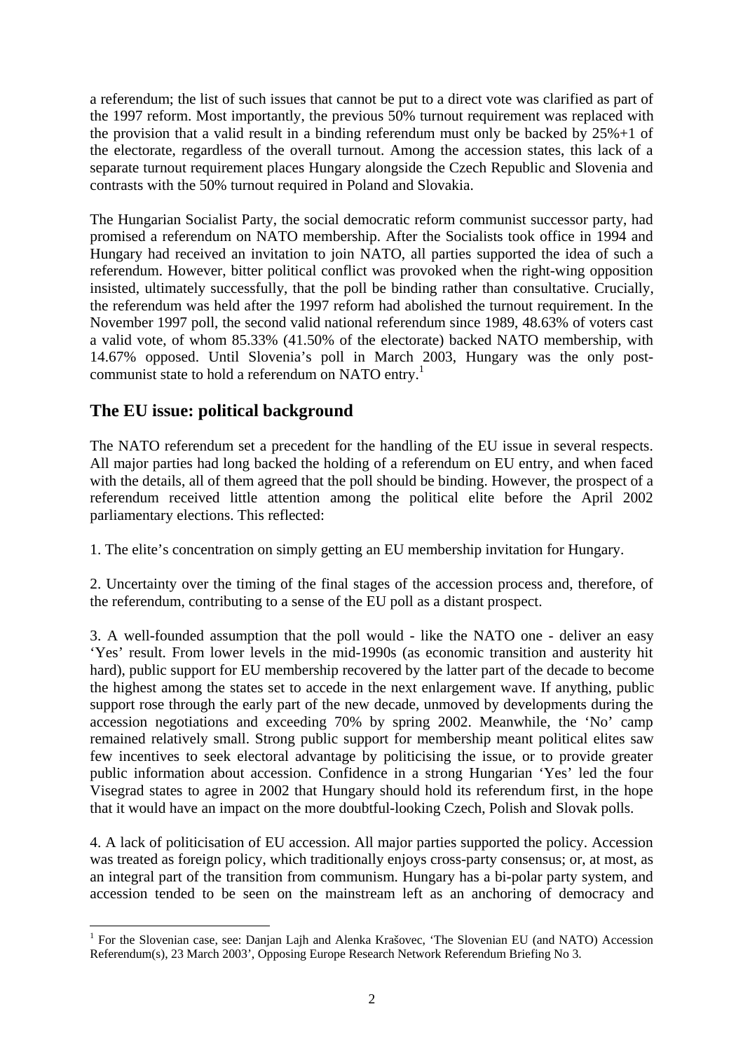a referendum; the list of such issues that cannot be put to a direct vote was clarified as part of the 1997 reform. Most importantly, the previous 50% turnout requirement was replaced with the provision that a valid result in a binding referendum must only be backed by 25%+1 of the electorate, regardless of the overall turnout. Among the accession states, this lack of a separate turnout requirement places Hungary alongside the Czech Republic and Slovenia and contrasts with the 50% turnout required in Poland and Slovakia.

The Hungarian Socialist Party, the social democratic reform communist successor party, had promised a referendum on NATO membership. After the Socialists took office in 1994 and Hungary had received an invitation to join NATO, all parties supported the idea of such a referendum. However, bitter political conflict was provoked when the right-wing opposition insisted, ultimately successfully, that the poll be binding rather than consultative. Crucially, the referendum was held after the 1997 reform had abolished the turnout requirement. In the November 1997 poll, the second valid national referendum since 1989, 48.63% of voters cast a valid vote, of whom 85.33% (41.50% of the electorate) backed NATO membership, with 14.67% opposed. Until Slovenia's poll in March 2003, Hungary was the only post-communist state to hold a referendum on NATO entry.[1]

## The EU issue: political background

The NATO referendum set a precedent for the handling of the EU issue in several respects. All major parties had long backed the holding of a referendum on EU entry, and when faced with the details, all of them agreed that the poll should be binding. However, the prospect of a referendum received little attention among the political elite before the April 2002 parliamentary elections. This reflected:

1. The elite's concentration on simply getting an EU membership invitation for Hungary.

2. Uncertainty over the timing of the final stages of the accession process and, therefore, of the referendum, contributing to a sense of the EU poll as a distant prospect.

3. A well-founded assumption that the poll would - like the NATO one - deliver an easy 'Yes' result. From lower levels in the mid-1990s (as economic transition and austerity hit hard), public support for EU membership recovered by the latter part of the decade to become the highest among the states set to accede in the next enlargement wave. If anything, public support rose through the early part of the new decade, unmoved by developments during the accession negotiations and exceeding 70% by spring 2002. Meanwhile, the 'No' camp remained relatively small. Strong public support for membership meant political elites saw few incentives to seek electoral advantage by politicising the issue, or to provide greater public information about accession. Confidence in a strong Hungarian 'Yes' led the four Visegrad states to agree in 2002 that Hungary should hold its referendum first, in the hope that it would have an impact on the more doubtful-looking Czech, Polish and Slovak polls.

4. A lack of politicisation of EU accession. All major parties supported the policy. Accession was treated as foreign policy, which traditionally enjoys cross-party consensus; or, at most, as an integral part of the transition from communism. Hungary has a bi-polar party system, and accession tended to be seen on the mainstream left as an anchoring of democracy and

[1] For the Slovenian case, see: Danjan Lajh and Alenka Krašovec, 'The Slovenian EU (and NATO) Accession Referendum(s), 23 March 2003', Opposing Europe Research Network Referendum Briefing No 3.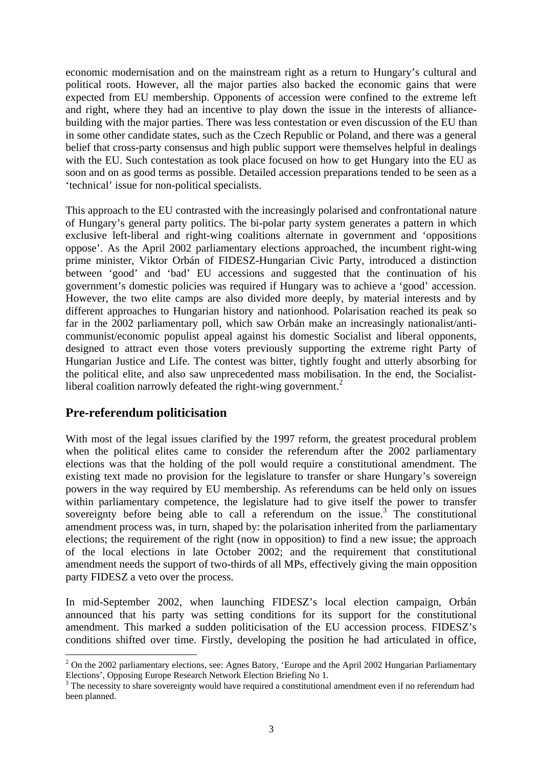economic modernisation and on the mainstream right as a return to Hungary's cultural and political roots. However, all the major parties also backed the economic gains that were expected from EU membership. Opponents of accession were confined to the extreme left and right, where they had an incentive to play down the issue in the interests of alliance-building with the major parties. There was less contestation or even discussion of the EU than in some other candidate states, such as the Czech Republic or Poland, and there was a general belief that cross-party consensus and high public support were themselves helpful in dealings with the EU. Such contestation as took place focused on how to get Hungary into the EU as soon and on as good terms as possible. Detailed accession preparations tended to be seen as a 'technical' issue for non-political specialists.

This approach to the EU contrasted with the increasingly polarised and confrontational nature of Hungary's general party politics. The bi-polar party system generates a pattern in which exclusive left-liberal and right-wing coalitions alternate in government and 'oppositions oppose'. As the April 2002 parliamentary elections approached, the incumbent right-wing prime minister, Viktor Orbán of FIDESZ-Hungarian Civic Party, introduced a distinction between 'good' and 'bad' EU accessions and suggested that the continuation of his government's domestic policies was required if Hungary was to achieve a 'good' accession. However, the two elite camps are also divided more deeply, by material interests and by different approaches to Hungarian history and nationhood. Polarisation reached its peak so far in the 2002 parliamentary poll, which saw Orbán make an increasingly nationalist/anti-communist/economic populist appeal against his domestic Socialist and liberal opponents, designed to attract even those voters previously supporting the extreme right Party of Hungarian Justice and Life. The contest was bitter, tightly fought and utterly absorbing for the political elite, and also saw unprecedented mass mobilisation. In the end, the Socialist-liberal coalition narrowly defeated the right-wing government.[2]

## Pre-referendum politicisation

With most of the legal issues clarified by the 1997 reform, the greatest procedural problem when the political elites came to consider the referendum after the 2002 parliamentary elections was that the holding of the poll would require a constitutional amendment. The existing text made no provision for the legislature to transfer or share Hungary's sovereign powers in the way required by EU membership. As referendums can be held only on issues within parliamentary competence, the legislature had to give itself the power to transfer sovereignty before being able to call a referendum on the issue.[3] The constitutional amendment process was, in turn, shaped by: the polarisation inherited from the parliamentary elections; the requirement of the right (now in opposition) to find a new issue; the approach of the local elections in late October 2002; and the requirement that constitutional amendment needs the support of two-thirds of all MPs, effectively giving the main opposition party FIDESZ a veto over the process.

In mid-September 2002, when launching FIDESZ's local election campaign, Orbán announced that his party was setting conditions for its support for the constitutional amendment. This marked a sudden politicisation of the EU accession process. FIDESZ's conditions shifted over time. Firstly, developing the position he had articulated in office,

---

[2] On the 2002 parliamentary elections, see: Agnes Batory, 'Europe and the April 2002 Hungarian Parliamentary Elections', Opposing Europe Research Network Election Briefing No 1.

[3] The necessity to share sovereignty would have required a constitutional amendment even if no referendum had been planned.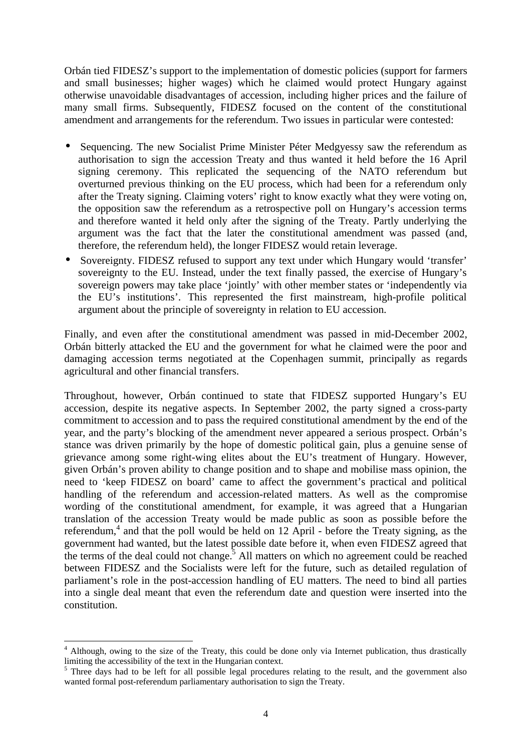Orbán tied FIDESZ's support to the implementation of domestic policies (support for farmers and small businesses; higher wages) which he claimed would protect Hungary against otherwise unavoidable disadvantages of accession, including higher prices and the failure of many small firms. Subsequently, FIDESZ focused on the content of the constitutional amendment and arrangements for the referendum. Two issues in particular were contested:

- Sequencing. The new Socialist Prime Minister Péter Medgyessy saw the referendum as authorisation to sign the accession Treaty and thus wanted it held before the 16 April signing ceremony. This replicated the sequencing of the NATO referendum but overturned previous thinking on the EU process, which had been for a referendum only after the Treaty signing. Claiming voters' right to know exactly what they were voting on, the opposition saw the referendum as a retrospective poll on Hungary's accession terms and therefore wanted it held only after the signing of the Treaty. Partly underlying the argument was the fact that the later the constitutional amendment was passed (and, therefore, the referendum held), the longer FIDESZ would retain leverage.
- Sovereignty. FIDESZ refused to support any text under which Hungary would 'transfer' sovereignty to the EU. Instead, under the text finally passed, the exercise of Hungary's sovereign powers may take place 'jointly' with other member states or 'independently via the EU's institutions'. This represented the first mainstream, high-profile political argument about the principle of sovereignty in relation to EU accession.

Finally, and even after the constitutional amendment was passed in mid-December 2002, Orbán bitterly attacked the EU and the government for what he claimed were the poor and damaging accession terms negotiated at the Copenhagen summit, principally as regards agricultural and other financial transfers.

Throughout, however, Orbán continued to state that FIDESZ supported Hungary's EU accession, despite its negative aspects. In September 2002, the party signed a cross-party commitment to accession and to pass the required constitutional amendment by the end of the year, and the party's blocking of the amendment never appeared a serious prospect. Orbán's stance was driven primarily by the hope of domestic political gain, plus a genuine sense of grievance among some right-wing elites about the EU's treatment of Hungary. However, given Orbán's proven ability to change position and to shape and mobilise mass opinion, the need to 'keep FIDESZ on board' came to affect the government's practical and political handling of the referendum and accession-related matters. As well as the compromise wording of the constitutional amendment, for example, it was agreed that a Hungarian translation of the accession Treaty would be made public as soon as possible before the referendum,[4] and that the poll would be held on 12 April - before the Treaty signing, as the government had wanted, but the latest possible date before it, when even FIDESZ agreed that the terms of the deal could not change.[5] All matters on which no agreement could be reached between FIDESZ and the Socialists were left for the future, such as detailed regulation of parliament's role in the post-accession handling of EU matters. The need to bind all parties into a single deal meant that even the referendum date and question were inserted into the constitution.

---

[4] Although, owing to the size of the Treaty, this could be done only via Internet publication, thus drastically limiting the accessibility of the text in the Hungarian context.

[5] Three days had to be left for all possible legal procedures relating to the result, and the government also wanted formal post-referendum parliamentary authorisation to sign the Treaty.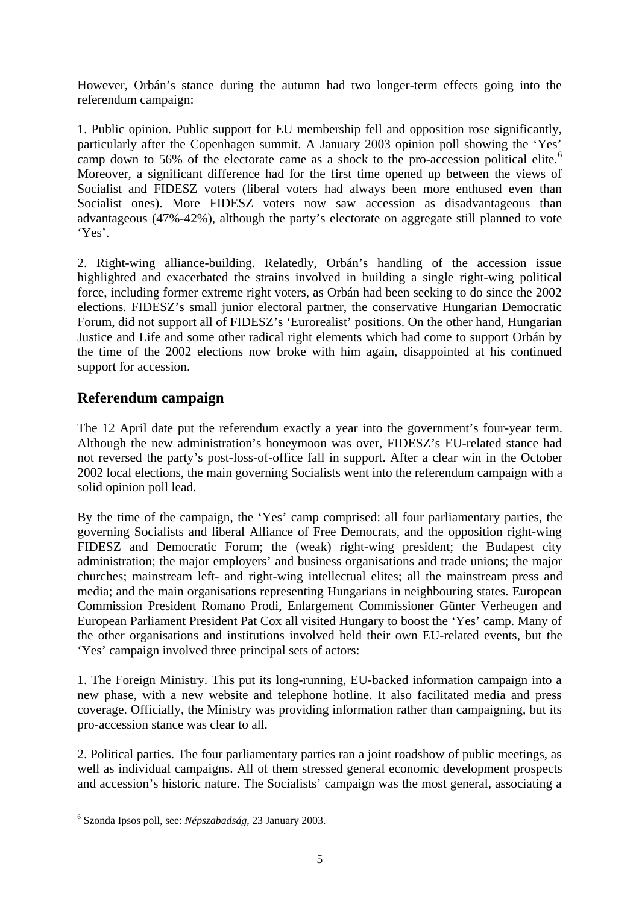However, Orbán's stance during the autumn had two longer-term effects going into the referendum campaign:

1. Public opinion. Public support for EU membership fell and opposition rose significantly, particularly after the Copenhagen summit. A January 2003 opinion poll showing the 'Yes' camp down to 56% of the electorate came as a shock to the pro-accession political elite.[6] Moreover, a significant difference had for the first time opened up between the views of Socialist and FIDESZ voters (liberal voters had always been more enthused even than Socialist ones). More FIDESZ voters now saw accession as disadvantageous than advantageous (47%-42%), although the party's electorate on aggregate still planned to vote 'Yes'.

2. Right-wing alliance-building. Relatedly, Orbán's handling of the accession issue highlighted and exacerbated the strains involved in building a single right-wing political force, including former extreme right voters, as Orbán had been seeking to do since the 2002 elections. FIDESZ's small junior electoral partner, the conservative Hungarian Democratic Forum, did not support all of FIDESZ's 'Eurorealist' positions. On the other hand, Hungarian Justice and Life and some other radical right elements which had come to support Orbán by the time of the 2002 elections now broke with him again, disappointed at his continued support for accession.

## Referendum campaign

The 12 April date put the referendum exactly a year into the government's four-year term. Although the new administration's honeymoon was over, FIDESZ's EU-related stance had not reversed the party's post-loss-of-office fall in support. After a clear win in the October 2002 local elections, the main governing Socialists went into the referendum campaign with a solid opinion poll lead.

By the time of the campaign, the 'Yes' camp comprised: all four parliamentary parties, the governing Socialists and liberal Alliance of Free Democrats, and the opposition right-wing FIDESZ and Democratic Forum; the (weak) right-wing president; the Budapest city administration; the major employers' and business organisations and trade unions; the major churches; mainstream left- and right-wing intellectual elites; all the mainstream press and media; and the main organisations representing Hungarians in neighbouring states. European Commission President Romano Prodi, Enlargement Commissioner Günter Verheugen and European Parliament President Pat Cox all visited Hungary to boost the 'Yes' camp. Many of the other organisations and institutions involved held their own EU-related events, but the 'Yes' campaign involved three principal sets of actors:

1. The Foreign Ministry. This put its long-running, EU-backed information campaign into a new phase, with a new website and telephone hotline. It also facilitated media and press coverage. Officially, the Ministry was providing information rather than campaigning, but its pro-accession stance was clear to all.

2. Political parties. The four parliamentary parties ran a joint roadshow of public meetings, as well as individual campaigns. All of them stressed general economic development prospects and accession's historic nature. The Socialists' campaign was the most general, associating a

[6] Szonda Ipsos poll, see: *Népszabadság*, 23 January 2003.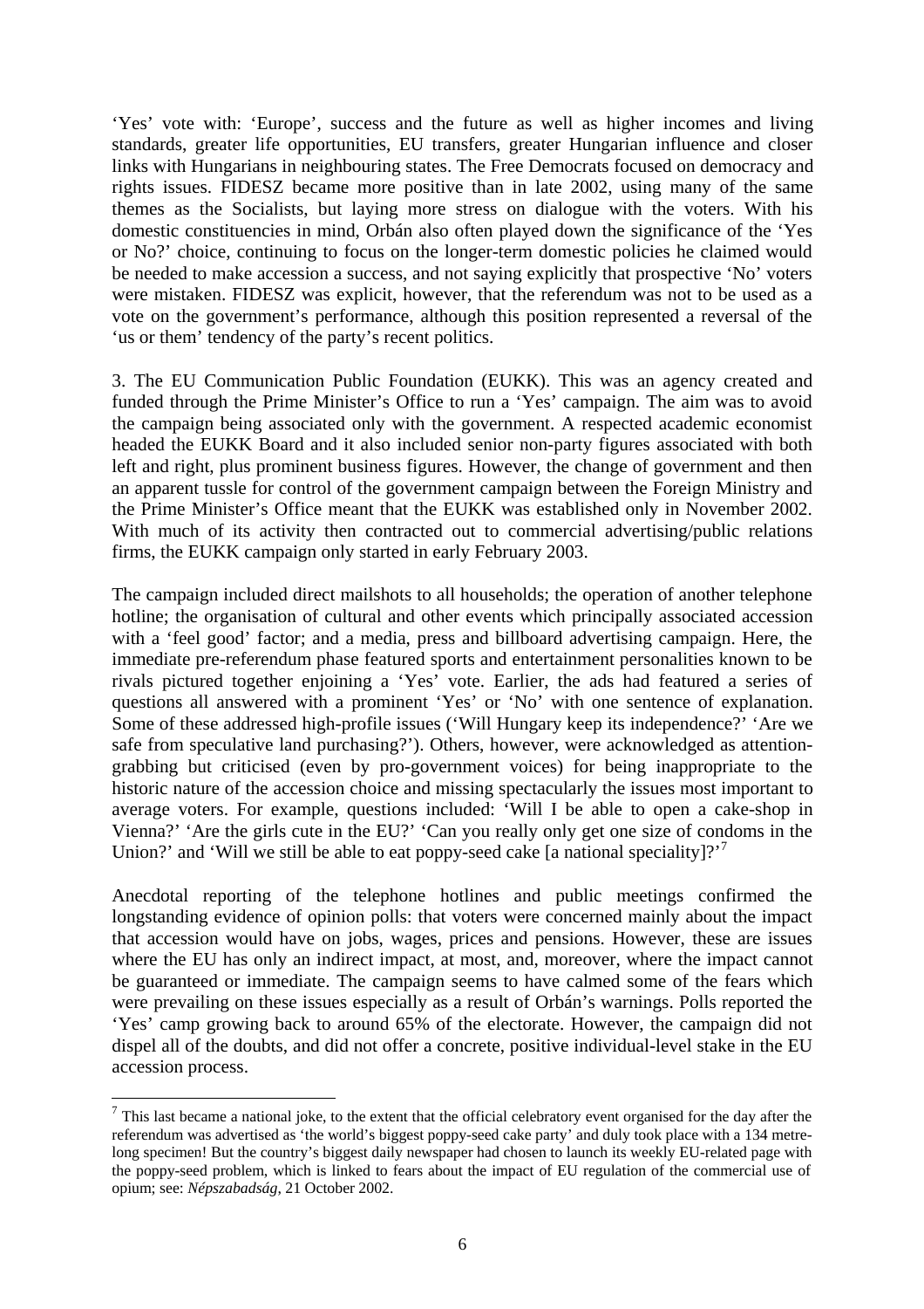'Yes' vote with: 'Europe', success and the future as well as higher incomes and living standards, greater life opportunities, EU transfers, greater Hungarian influence and closer links with Hungarians in neighbouring states. The Free Democrats focused on democracy and rights issues. FIDESZ became more positive than in late 2002, using many of the same themes as the Socialists, but laying more stress on dialogue with the voters. With his domestic constituencies in mind, Orbán also often played down the significance of the 'Yes or No?' choice, continuing to focus on the longer-term domestic policies he claimed would be needed to make accession a success, and not saying explicitly that prospective 'No' voters were mistaken. FIDESZ was explicit, however, that the referendum was not to be used as a vote on the government's performance, although this position represented a reversal of the 'us or them' tendency of the party's recent politics.

3. The EU Communication Public Foundation (EUKK). This was an agency created and funded through the Prime Minister's Office to run a 'Yes' campaign. The aim was to avoid the campaign being associated only with the government. A respected academic economist headed the EUKK Board and it also included senior non-party figures associated with both left and right, plus prominent business figures. However, the change of government and then an apparent tussle for control of the government campaign between the Foreign Ministry and the Prime Minister's Office meant that the EUKK was established only in November 2002. With much of its activity then contracted out to commercial advertising/public relations firms, the EUKK campaign only started in early February 2003.

The campaign included direct mailshots to all households; the operation of another telephone hotline; the organisation of cultural and other events which principally associated accession with a 'feel good' factor; and a media, press and billboard advertising campaign. Here, the immediate pre-referendum phase featured sports and entertainment personalities known to be rivals pictured together enjoining a 'Yes' vote. Earlier, the ads had featured a series of questions all answered with a prominent 'Yes' or 'No' with one sentence of explanation. Some of these addressed high-profile issues ('Will Hungary keep its independence?' 'Are we safe from speculative land purchasing?'). Others, however, were acknowledged as attention-grabbing but criticised (even by pro-government voices) for being inappropriate to the historic nature of the accession choice and missing spectacularly the issues most important to average voters. For example, questions included: 'Will I be able to open a cake-shop in Vienna?' 'Are the girls cute in the EU?' 'Can you really only get one size of condoms in the Union?' and 'Will we still be able to eat poppy-seed cake [a national speciality]?'[7]

Anecdotal reporting of the telephone hotlines and public meetings confirmed the longstanding evidence of opinion polls: that voters were concerned mainly about the impact that accession would have on jobs, wages, prices and pensions. However, these are issues where the EU has only an indirect impact, at most, and, moreover, where the impact cannot be guaranteed or immediate. The campaign seems to have calmed some of the fears which were prevailing on these issues especially as a result of Orbán's warnings. Polls reported the 'Yes' camp growing back to around 65% of the electorate. However, the campaign did not dispel all of the doubts, and did not offer a concrete, positive individual-level stake in the EU accession process.

---

[7] This last became a national joke, to the extent that the official celebratory event organised for the day after the referendum was advertised as 'the world's biggest poppy-seed cake party' and duly took place with a 134 metre-long specimen! But the country's biggest daily newspaper had chosen to launch its weekly EU-related page with the poppy-seed problem, which is linked to fears about the impact of EU regulation of the commercial use of opium; see: *Népszabadság*, 21 October 2002.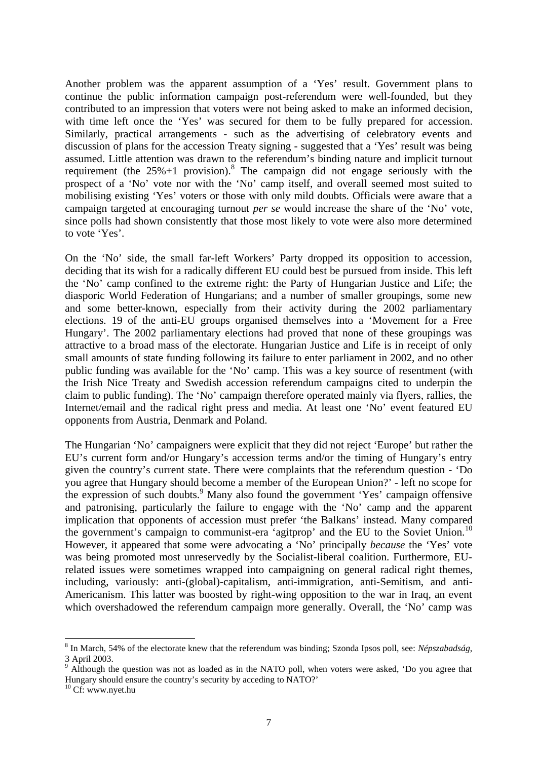Another problem was the apparent assumption of a 'Yes' result. Government plans to continue the public information campaign post-referendum were well-founded, but they contributed to an impression that voters were not being asked to make an informed decision, with time left once the 'Yes' was secured for them to be fully prepared for accession. Similarly, practical arrangements - such as the advertising of celebratory events and discussion of plans for the accession Treaty signing - suggested that a 'Yes' result was being assumed. Little attention was drawn to the referendum's binding nature and implicit turnout requirement (the 25%+1 provision).[8] The campaign did not engage seriously with the prospect of a 'No' vote nor with the 'No' camp itself, and overall seemed most suited to mobilising existing 'Yes' voters or those with only mild doubts. Officials were aware that a campaign targeted at encouraging turnout *per se* would increase the share of the 'No' vote, since polls had shown consistently that those most likely to vote were also more determined to vote 'Yes'.

On the 'No' side, the small far-left Workers' Party dropped its opposition to accession, deciding that its wish for a radically different EU could best be pursued from inside. This left the 'No' camp confined to the extreme right: the Party of Hungarian Justice and Life; the diasporic World Federation of Hungarians; and a number of smaller groupings, some new and some better-known, especially from their activity during the 2002 parliamentary elections. 19 of the anti-EU groups organised themselves into a 'Movement for a Free Hungary'. The 2002 parliamentary elections had proved that none of these groupings was attractive to a broad mass of the electorate. Hungarian Justice and Life is in receipt of only small amounts of state funding following its failure to enter parliament in 2002, and no other public funding was available for the 'No' camp. This was a key source of resentment (with the Irish Nice Treaty and Swedish accession referendum campaigns cited to underpin the claim to public funding). The 'No' campaign therefore operated mainly via flyers, rallies, the Internet/email and the radical right press and media. At least one 'No' event featured EU opponents from Austria, Denmark and Poland.

The Hungarian 'No' campaigners were explicit that they did not reject 'Europe' but rather the EU's current form and/or Hungary's accession terms and/or the timing of Hungary's entry given the country's current state. There were complaints that the referendum question - 'Do you agree that Hungary should become a member of the European Union?' - left no scope for the expression of such doubts.[9] Many also found the government 'Yes' campaign offensive and patronising, particularly the failure to engage with the 'No' camp and the apparent implication that opponents of accession must prefer 'the Balkans' instead. Many compared the government's campaign to communist-era 'agitprop' and the EU to the Soviet Union.[10] However, it appeared that some were advocating a 'No' principally *because* the 'Yes' vote was being promoted most unreservedly by the Socialist-liberal coalition. Furthermore, EU-related issues were sometimes wrapped into campaigning on general radical right themes, including, variously: anti-(global)-capitalism, anti-immigration, anti-Semitism, and anti-Americanism. This latter was boosted by right-wing opposition to the war in Iraq, an event which overshadowed the referendum campaign more generally. Overall, the 'No' camp was

---

[8] In March, 54% of the electorate knew that the referendum was binding; Szonda Ipsos poll, see: *Népszabadság*, 3 April 2003.

[9] Although the question was not as loaded as in the NATO poll, when voters were asked, 'Do you agree that Hungary should ensure the country's security by acceding to NATO?'

[10] Cf: www.nyet.hu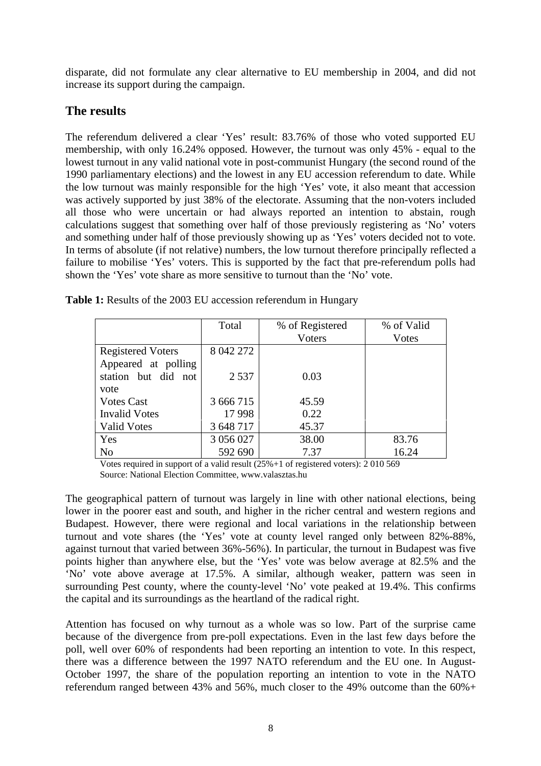disparate, did not formulate any clear alternative to EU membership in 2004, and did not increase its support during the campaign.

## The results

The referendum delivered a clear 'Yes' result: 83.76% of those who voted supported EU membership, with only 16.24% opposed. However, the turnout was only 45% - equal to the lowest turnout in any valid national vote in post-communist Hungary (the second round of the 1990 parliamentary elections) and the lowest in any EU accession referendum to date. While the low turnout was mainly responsible for the high 'Yes' vote, it also meant that accession was actively supported by just 38% of the electorate. Assuming that the non-voters included all those who were uncertain or had always reported an intention to abstain, rough calculations suggest that something over half of those previously registering as 'No' voters and something under half of those previously showing up as 'Yes' voters decided not to vote. In terms of absolute (if not relative) numbers, the low turnout therefore principally reflected a failure to mobilise 'Yes' voters. This is supported by the fact that pre-referendum polls had shown the 'Yes' vote share as more sensitive to turnout than the 'No' vote.

**Table 1:** Results of the 2003 EU accession referendum in Hungary

| | Total | % of Registered Voters | % of Valid Votes |
|---|---|---|---|
| Registered Voters | 8 042 272 | | |
| Appeared at polling station but did not vote | 2 537 | 0.03 | |
| Votes Cast | 3 666 715 | 45.59 | |
| Invalid Votes | 17 998 | 0.22 | |
| Valid Votes | 3 648 717 | 45.37 | |
| Yes | 3 056 027 | 38.00 | 83.76 |
| No | 592 690 | 7.37 | 16.24 |

Votes required in support of a valid result (25%+1 of registered voters): 2 010 569
Source: National Election Committee, www.valasztas.hu

The geographical pattern of turnout was largely in line with other national elections, being lower in the poorer east and south, and higher in the richer central and western regions and Budapest. However, there were regional and local variations in the relationship between turnout and vote shares (the 'Yes' vote at county level ranged only between 82%-88%, against turnout that varied between 36%-56%). In particular, the turnout in Budapest was five points higher than anywhere else, but the 'Yes' vote was below average at 82.5% and the 'No' vote above average at 17.5%. A similar, although weaker, pattern was seen in surrounding Pest county, where the county-level 'No' vote peaked at 19.4%. This confirms the capital and its surroundings as the heartland of the radical right.

Attention has focused on why turnout as a whole was so low. Part of the surprise came because of the divergence from pre-poll expectations. Even in the last few days before the poll, well over 60% of respondents had been reporting an intention to vote. In this respect, there was a difference between the 1997 NATO referendum and the EU one. In August-October 1997, the share of the population reporting an intention to vote in the NATO referendum ranged between 43% and 56%, much closer to the 49% outcome than the 60%+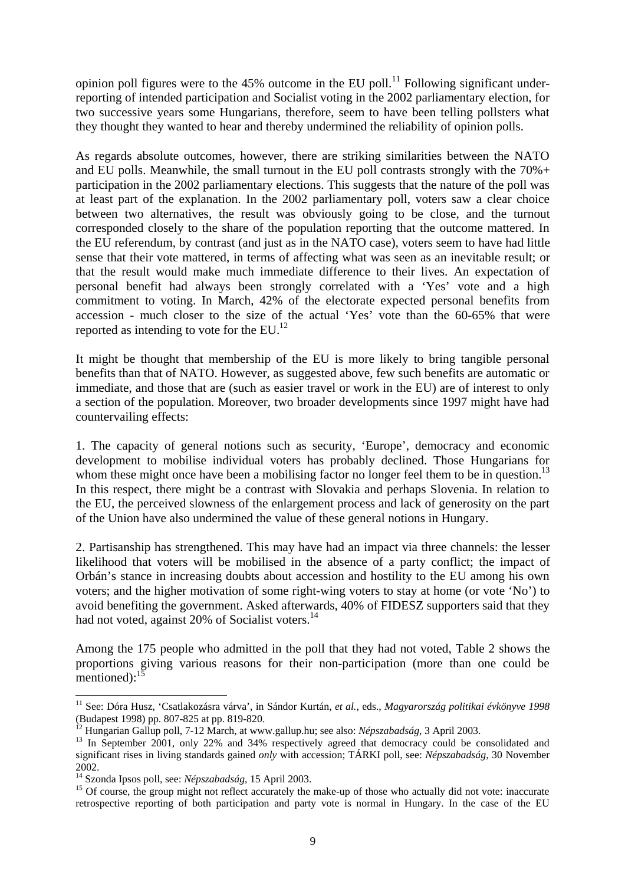opinion poll figures were to the 45% outcome in the EU poll.[11] Following significant under-reporting of intended participation and Socialist voting in the 2002 parliamentary election, for two successive years some Hungarians, therefore, seem to have been telling pollsters what they thought they wanted to hear and thereby undermined the reliability of opinion polls.

As regards absolute outcomes, however, there are striking similarities between the NATO and EU polls. Meanwhile, the small turnout in the EU poll contrasts strongly with the 70%+ participation in the 2002 parliamentary elections. This suggests that the nature of the poll was at least part of the explanation. In the 2002 parliamentary poll, voters saw a clear choice between two alternatives, the result was obviously going to be close, and the turnout corresponded closely to the share of the population reporting that the outcome mattered. In the EU referendum, by contrast (and just as in the NATO case), voters seem to have had little sense that their vote mattered, in terms of affecting what was seen as an inevitable result; or that the result would make much immediate difference to their lives. An expectation of personal benefit had always been strongly correlated with a 'Yes' vote and a high commitment to voting. In March, 42% of the electorate expected personal benefits from accession - much closer to the size of the actual 'Yes' vote than the 60-65% that were reported as intending to vote for the EU.[12]

It might be thought that membership of the EU is more likely to bring tangible personal benefits than that of NATO. However, as suggested above, few such benefits are automatic or immediate, and those that are (such as easier travel or work in the EU) are of interest to only a section of the population. Moreover, two broader developments since 1997 might have had countervailing effects:

1. The capacity of general notions such as security, 'Europe', democracy and economic development to mobilise individual voters has probably declined. Those Hungarians for whom these might once have been a mobilising factor no longer feel them to be in question.[13] In this respect, there might be a contrast with Slovakia and perhaps Slovenia. In relation to the EU, the perceived slowness of the enlargement process and lack of generosity on the part of the Union have also undermined the value of these general notions in Hungary.

2. Partisanship has strengthened. This may have had an impact via three channels: the lesser likelihood that voters will be mobilised in the absence of a party conflict; the impact of Orbán's stance in increasing doubts about accession and hostility to the EU among his own voters; and the higher motivation of some right-wing voters to stay at home (or vote 'No') to avoid benefiting the government. Asked afterwards, 40% of FIDESZ supporters said that they had not voted, against 20% of Socialist voters.[14]

Among the 175 people who admitted in the poll that they had not voted, Table 2 shows the proportions giving various reasons for their non-participation (more than one could be mentioned):[15]

---

[11] See: Dóra Husz, 'Csatlakozásra várva', in Sándor Kurtán, *et al.*, eds., *Magyarország politikai évkönyve 1998* (Budapest 1998) pp. 807-825 at pp. 819-820.

[12] Hungarian Gallup poll, 7-12 March, at www.gallup.hu; see also: *Népszabadság*, 3 April 2003.

[13] In September 2001, only 22% and 34% respectively agreed that democracy could be consolidated and significant rises in living standards gained *only* with accession; TÁRKI poll, see: *Népszabadság*, 30 November 2002.

[14] Szonda Ipsos poll, see: *Népszabadság*, 15 April 2003.

[15] Of course, the group might not reflect accurately the make-up of those who actually did not vote: inaccurate retrospective reporting of both participation and party vote is normal in Hungary. In the case of the EU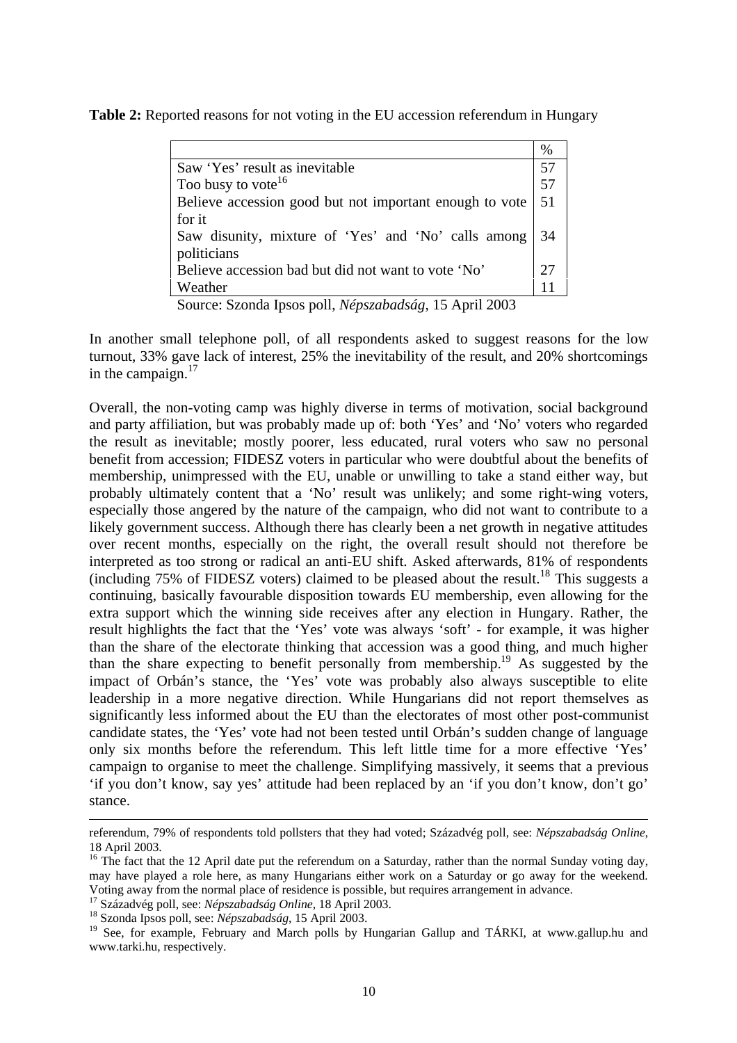**Table 2:** Reported reasons for not voting in the EU accession referendum in Hungary

| | % |
|---|---|
| Saw 'Yes' result as inevitable | 57 |
| Too busy to vote[16] | 57 |
| Believe accession good but not important enough to vote for it | 51 |
| Saw disunity, mixture of 'Yes' and 'No' calls among politicians | 34 |
| Believe accession bad but did not want to vote 'No' | 27 |
| Weather | 11 |

Source: Szonda Ipsos poll, *Népszabadság*, 15 April 2003

In another small telephone poll, of all respondents asked to suggest reasons for the low turnout, 33% gave lack of interest, 25% the inevitability of the result, and 20% shortcomings in the campaign.[17]

Overall, the non-voting camp was highly diverse in terms of motivation, social background and party affiliation, but was probably made up of: both 'Yes' and 'No' voters who regarded the result as inevitable; mostly poorer, less educated, rural voters who saw no personal benefit from accession; FIDESZ voters in particular who were doubtful about the benefits of membership, unimpressed with the EU, unable or unwilling to take a stand either way, but probably ultimately content that a 'No' result was unlikely; and some right-wing voters, especially those angered by the nature of the campaign, who did not want to contribute to a likely government success. Although there has clearly been a net growth in negative attitudes over recent months, especially on the right, the overall result should not therefore be interpreted as too strong or radical an anti-EU shift. Asked afterwards, 81% of respondents (including 75% of FIDESZ voters) claimed to be pleased about the result.[18] This suggests a continuing, basically favourable disposition towards EU membership, even allowing for the extra support which the winning side receives after any election in Hungary. Rather, the result highlights the fact that the 'Yes' vote was always 'soft' - for example, it was higher than the share of the electorate thinking that accession was a good thing, and much higher than the share expecting to benefit personally from membership.[19] As suggested by the impact of Orbán's stance, the 'Yes' vote was probably also always susceptible to elite leadership in a more negative direction. While Hungarians did not report themselves as significantly less informed about the EU than the electorates of most other post-communist candidate states, the 'Yes' vote had not been tested until Orbán's sudden change of language only six months before the referendum. This left little time for a more effective 'Yes' campaign to organise to meet the challenge. Simplifying massively, it seems that a previous 'if you don't know, say yes' attitude had been replaced by an 'if you don't know, don't go' stance.

---

referendum, 79% of respondents told pollsters that they had voted; Századvég poll, see: *Népszabadság Online*, 18 April 2003.

[16] The fact that the 12 April date put the referendum on a Saturday, rather than the normal Sunday voting day, may have played a role here, as many Hungarians either work on a Saturday or go away for the weekend. Voting away from the normal place of residence is possible, but requires arrangement in advance.

[17] Századvég poll, see: *Népszabadság Online*, 18 April 2003.

[18] Szonda Ipsos poll, see: *Népszabadság*, 15 April 2003.

[19] See, for example, February and March polls by Hungarian Gallup and TÁRKI, at www.gallup.hu and www.tarki.hu, respectively.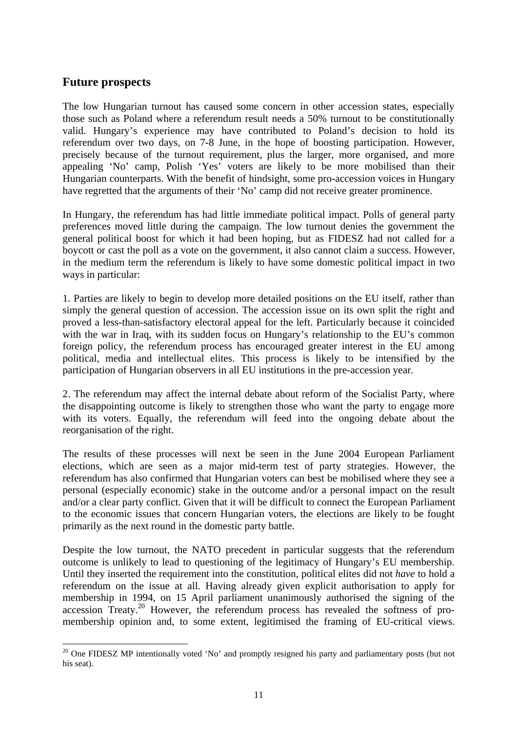## Future prospects

The low Hungarian turnout has caused some concern in other accession states, especially those such as Poland where a referendum result needs a 50% turnout to be constitutionally valid. Hungary's experience may have contributed to Poland's decision to hold its referendum over two days, on 7-8 June, in the hope of boosting participation. However, precisely because of the turnout requirement, plus the larger, more organised, and more appealing 'No' camp, Polish 'Yes' voters are likely to be more mobilised than their Hungarian counterparts. With the benefit of hindsight, some pro-accession voices in Hungary have regretted that the arguments of their 'No' camp did not receive greater prominence.

In Hungary, the referendum has had little immediate political impact. Polls of general party preferences moved little during the campaign. The low turnout denies the government the general political boost for which it had been hoping, but as FIDESZ had not called for a boycott or cast the poll as a vote on the government, it also cannot claim a success. However, in the medium term the referendum is likely to have some domestic political impact in two ways in particular:

1. Parties are likely to begin to develop more detailed positions on the EU itself, rather than simply the general question of accession. The accession issue on its own split the right and proved a less-than-satisfactory electoral appeal for the left. Particularly because it coincided with the war in Iraq, with its sudden focus on Hungary's relationship to the EU's common foreign policy, the referendum process has encouraged greater interest in the EU among political, media and intellectual elites. This process is likely to be intensified by the participation of Hungarian observers in all EU institutions in the pre-accession year.

2. The referendum may affect the internal debate about reform of the Socialist Party, where the disappointing outcome is likely to strengthen those who want the party to engage more with its voters. Equally, the referendum will feed into the ongoing debate about the reorganisation of the right.

The results of these processes will next be seen in the June 2004 European Parliament elections, which are seen as a major mid-term test of party strategies. However, the referendum has also confirmed that Hungarian voters can best be mobilised where they see a personal (especially economic) stake in the outcome and/or a personal impact on the result and/or a clear party conflict. Given that it will be difficult to connect the European Parliament to the economic issues that concern Hungarian voters, the elections are likely to be fought primarily as the next round in the domestic party battle.

Despite the low turnout, the NATO precedent in particular suggests that the referendum outcome is unlikely to lead to questioning of the legitimacy of Hungary's EU membership. Until they inserted the requirement into the constitution, political elites did not *have* to hold a referendum on the issue at all. Having already given explicit authorisation to apply for membership in 1994, on 15 April parliament unanimously authorised the signing of the accession Treaty.[20] However, the referendum process has revealed the softness of pro-membership opinion and, to some extent, legitimised the framing of EU-critical views.

[20] One FIDESZ MP intentionally voted 'No' and promptly resigned his party and parliamentary posts (but not his seat).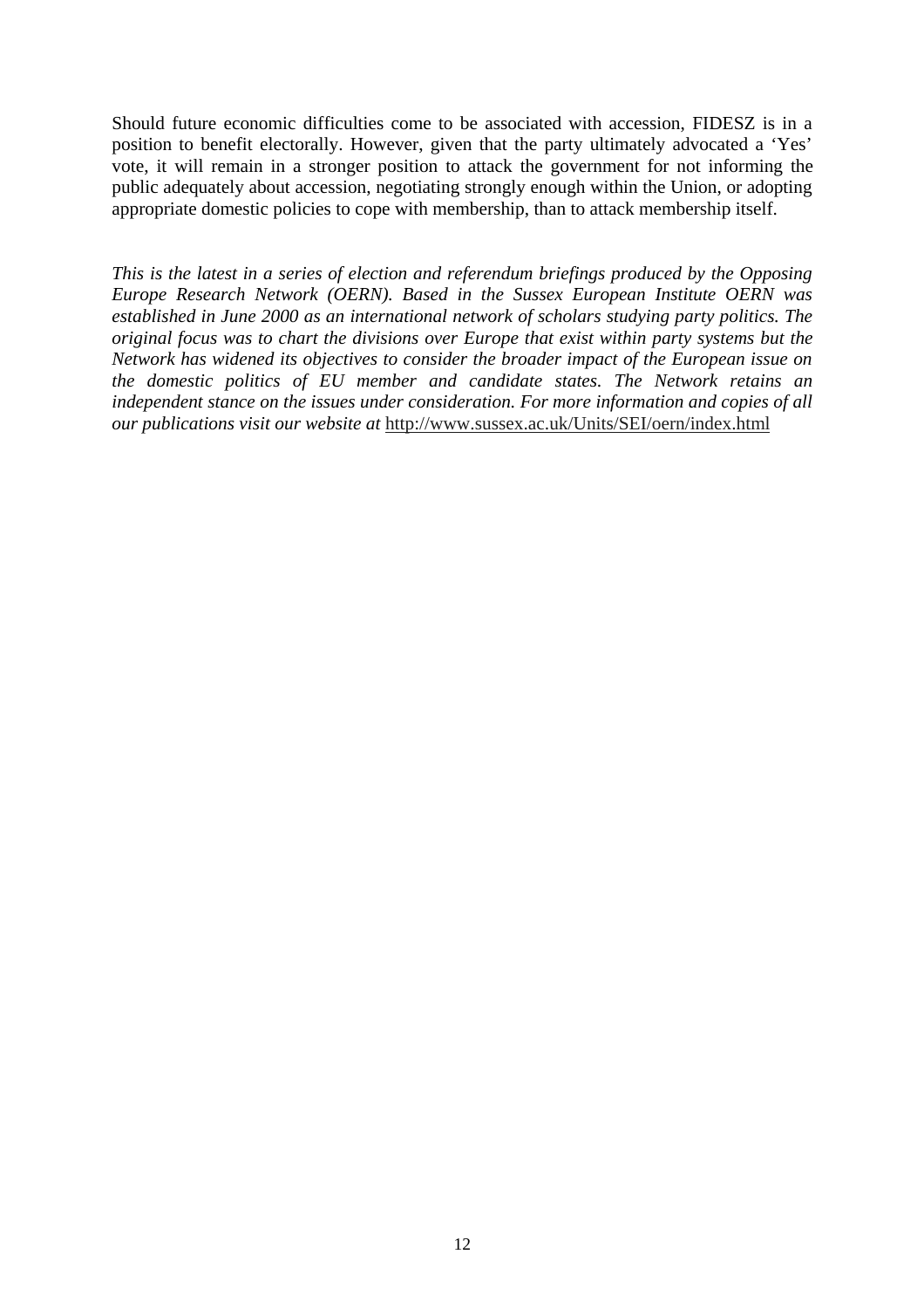Should future economic difficulties come to be associated with accession, FIDESZ is in a position to benefit electorally. However, given that the party ultimately advocated a 'Yes' vote, it will remain in a stronger position to attack the government for not informing the public adequately about accession, negotiating strongly enough within the Union, or adopting appropriate domestic policies to cope with membership, than to attack membership itself.

*This is the latest in a series of election and referendum briefings produced by the Opposing Europe Research Network (OERN). Based in the Sussex European Institute OERN was established in June 2000 as an international network of scholars studying party politics. The original focus was to chart the divisions over Europe that exist within party systems but the Network has widened its objectives to consider the broader impact of the European issue on the domestic politics of EU member and candidate states. The Network retains an independent stance on the issues under consideration. For more information and copies of all our publications visit our website at* http://www.sussex.ac.uk/Units/SEI/oern/index.html